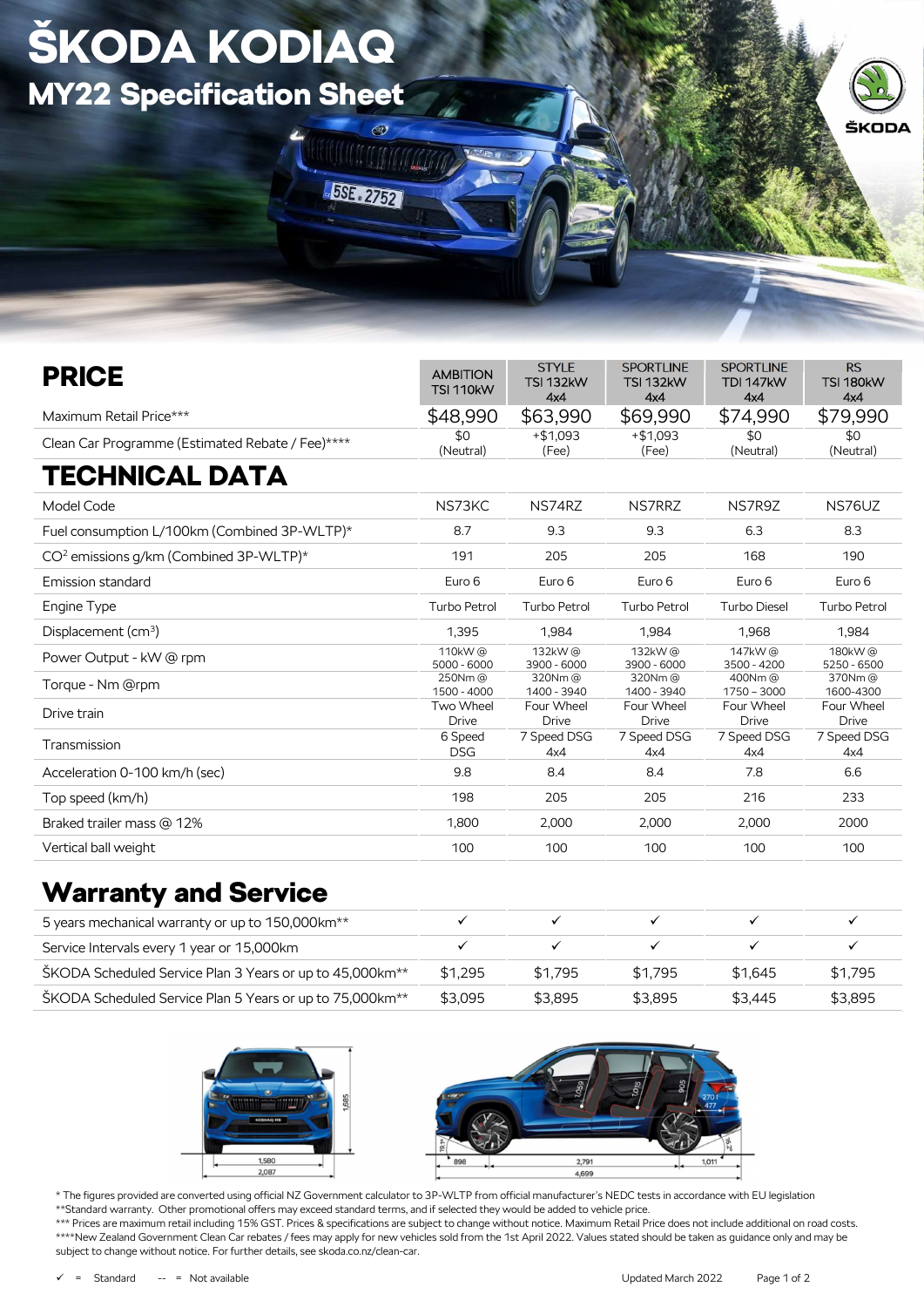# ŠKODA KODIAQ

## MY22 Specification Sheet

| PRICE | AMBITION TSI 110kW | STYLE TSI 132kW 4x4 | SPORTLINE TSI 132kW 4x4 | SPORTLINE TDI 147kW 4x4 | RS TSI 180kW 4x4 |
|---|---|---|---|---|---|
| Maximum Retail Price*** | $48,990 | $63,990 | $69,990 | $74,990 | $79,990 |
| Clean Car Programme (Estimated Rebate / Fee)**** | $0 (Neutral) | +$1,093 (Fee) | +$1,093 (Fee) | $0 (Neutral) | $0 (Neutral) |
| **TECHNICAL DATA** | | | | | |
| Model Code | NS73KC | NS74RZ | NS7RRZ | NS7R9Z | NS76UZ |
| Fuel consumption L/100km (Combined 3P-WLTP)* | 8.7 | 9.3 | 9.3 | 6.3 | 8.3 |
| $CO^2$ emissions g/km (Combined 3P-WLTP)* | 191 | 205 | 205 | 168 | 190 |
| Emission standard | Euro 6 | Euro 6 | Euro 6 | Euro 6 | Euro 6 |
| Engine Type | Turbo Petrol | Turbo Petrol | Turbo Petrol | Turbo Diesel | Turbo Petrol |
| Displacement ($cm^3$) | 1,395 | 1,984 | 1,984 | 1,968 | 1,984 |
| Power Output - kW @ rpm | 110kW @ 5000 - 6000 | 132kW @ 3900 - 6000 | 132kW @ 3900 - 6000 | 147kW @ 3500 - 4200 | 180kW @ 5250 - 6500 |
| Torque - Nm @rpm | 250Nm @ 1500 - 4000 | 320Nm @ 1400 - 3940 | 320Nm @ 1400 - 3940 | 400Nm @ 1750 – 3000 | 370Nm @ 1600-4300 |
| Drive train | Two Wheel Drive | Four Wheel Drive | Four Wheel Drive | Four Wheel Drive | Four Wheel Drive |
| Transmission | 6 Speed DSG | 7 Speed DSG 4x4 | 7 Speed DSG 4x4 | 7 Speed DSG 4x4 | 7 Speed DSG 4x4 |
| Acceleration 0-100 km/h (sec) | 9.8 | 8.4 | 8.4 | 7.8 | 6.6 |
| Top speed (km/h) | 198 | 205 | 205 | 216 | 233 |
| Braked trailer mass @ 12% | 1,800 | 2,000 | 2,000 | 2,000 | 2000 |
| Vertical ball weight | 100 | 100 | 100 | 100 | 100 |

## Warranty and Service

| | AMBITION TSI 110kW | STYLE TSI 132kW 4x4 | SPORTLINE TSI 132kW 4x4 | SPORTLINE TDI 147kW 4x4 | RS TSI 180kW 4x4 |
|---|---|---|---|---|---|
| 5 years mechanical warranty or up to 150,000km** | ✓ | ✓ | ✓ | ✓ | ✓ |
| Service Intervals every 1 year or 15,000km | ✓ | ✓ | ✓ | ✓ | ✓ |
| ŠKODA Scheduled Service Plan 3 Years or up to 45,000km** | $1,295 | $1,795 | $1,795 | $1,645 | $1,795 |
| ŠKODA Scheduled Service Plan 5 Years or up to 75,000km** | $3,095 | $3,895 | $3,895 | $3,445 | $3,895 |

\* The figures provided are converted using official NZ Government calculator to 3P-WLTP from official manufacturer's NEDC tests in accordance with EU legislation
**Standard warranty. Other promotional offers may exceed standard terms, and if selected they would be added to vehicle price.
*** Prices are maximum retail including 15% GST. Prices & specifications are subject to change without notice. Maximum Retail Price does not include additional on road costs.
****New Zealand Government Clean Car rebates / fees may apply for new vehicles sold from the 1st April 2022. Values stated should be taken as guidance only and may be subject to change without notice. For further details, see skoda.co.nz/clean-car.

✓ = Standard -- = Not available

Updated March 2022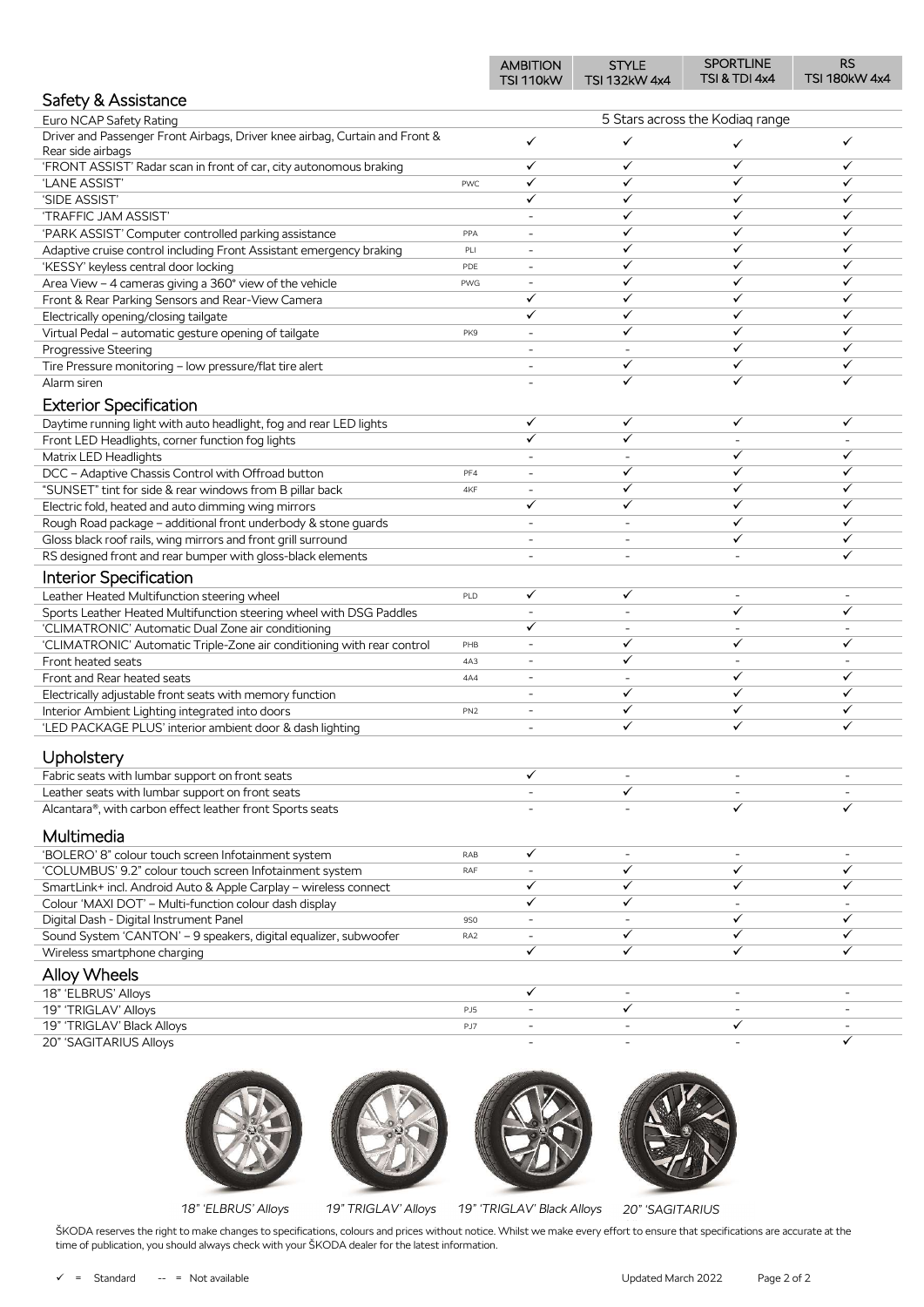| | | AMBITION TSI 110kW | STYLE TSI 132kW 4x4 | SPORTLINE TSI & TDI 4x4 | RS TSI 180kW 4x4 |
|---|---|---|---|---|---|
| **Safety & Assistance** | | | | | |
| Euro NCAP Safety Rating | | 5 Stars across the Kodiaq range | | | |
| Driver and Passenger Front Airbags, Driver knee airbag, Curtain and Front & Rear side airbags | | ✓ | ✓ | ✓ | ✓ |
| 'FRONT ASSIST' Radar scan in front of car, city autonomous braking | | ✓ | ✓ | ✓ | ✓ |
| 'LANE ASSIST' | PWC | ✓ | ✓ | ✓ | ✓ |
| 'SIDE ASSIST' | | ✓ | ✓ | ✓ | ✓ |
| 'TRAFFIC JAM ASSIST' | | - | ✓ | ✓ | ✓ |
| 'PARK ASSIST' Computer controlled parking assistance | PPA | - | ✓ | ✓ | ✓ |
| Adaptive cruise control including Front Assistant emergency braking | PLI | - | ✓ | ✓ | ✓ |
| 'KESSY' keyless central door locking | PDE | - | ✓ | ✓ | ✓ |
| Area View – 4 cameras giving a 360° view of the vehicle | PWG | - | ✓ | ✓ | ✓ |
| Front & Rear Parking Sensors and Rear-View Camera | | ✓ | ✓ | ✓ | ✓ |
| Electrically opening/closing tailgate | | ✓ | ✓ | ✓ | ✓ |
| Virtual Pedal – automatic gesture opening of tailgate | PK9 | - | ✓ | ✓ | ✓ |
| Progressive Steering | | - | - | ✓ | ✓ |
| Tire Pressure monitoring – low pressure/flat tire alert | | - | ✓ | ✓ | ✓ |
| Alarm siren | | - | ✓ | ✓ | ✓ |
| **Exterior Specification** | | | | | |
| Daytime running light with auto headlight, fog and rear LED lights | | ✓ | ✓ | ✓ | ✓ |
| Front LED Headlights, corner function fog lights | | ✓ | ✓ | - | - |
| Matrix LED Headlights | | - | - | ✓ | ✓ |
| DCC – Adaptive Chassis Control with Offroad button | PF4 | - | ✓ | ✓ | ✓ |
| "SUNSET" tint for side & rear windows from B pillar back | 4KF | - | ✓ | ✓ | ✓ |
| Electric fold, heated and auto dimming wing mirrors | | ✓ | ✓ | ✓ | ✓ |
| Rough Road package – additional front underbody & stone guards | | - | - | ✓ | ✓ |
| Gloss black roof rails, wing mirrors and front grill surround | | - | - | ✓ | ✓ |
| RS designed front and rear bumper with gloss-black elements | | - | - | - | ✓ |
| **Interior Specification** | | | | | |
| Leather Heated Multifunction steering wheel | PLD | ✓ | ✓ | - | - |
| Sports Leather Heated Multifunction steering wheel with DSG Paddles | | - | - | ✓ | ✓ |
| 'CLIMATRONIC' Automatic Dual Zone air conditioning | | ✓ | - | - | - |
| 'CLIMATRONIC' Automatic Triple-Zone air conditioning with rear control | PHB | - | ✓ | ✓ | ✓ |
| Front heated seats | 4A3 | - | ✓ | - | - |
| Front and Rear heated seats | 4A4 | - | - | ✓ | ✓ |
| Electrically adjustable front seats with memory function | | - | ✓ | ✓ | ✓ |
| Interior Ambient Lighting integrated into doors | PN2 | - | ✓ | ✓ | ✓ |
| 'LED PACKAGE PLUS' interior ambient door & dash lighting | | - | ✓ | ✓ | ✓ |
| **Upholstery** | | | | | |
| Fabric seats with lumbar support on front seats | | ✓ | - | - | - |
| Leather seats with lumbar support on front seats | | - | ✓ | - | - |
| Alcantara®, with carbon effect leather front Sports seats | | - | - | ✓ | ✓ |
| **Multimedia** | | | | | |
| 'BOLERO' 8" colour touch screen Infotainment system | RAB | ✓ | - | - | - |
| 'COLUMBUS' 9.2" colour touch screen Infotainment system | RAF | - | ✓ | ✓ | ✓ |
| SmartLink+ incl. Android Auto & Apple Carplay – wireless connect | | ✓ | ✓ | ✓ | ✓ |
| Colour 'MAXI DOT' – Multi-function colour dash display | | ✓ | ✓ | - | - |
| Digital Dash - Digital Instrument Panel | 9S0 | - | - | ✓ | ✓ |
| Sound System 'CANTON' – 9 speakers, digital equalizer, subwoofer | RA2 | - | ✓ | ✓ | ✓ |
| Wireless smartphone charging | | ✓ | ✓ | ✓ | ✓ |
| **Alloy Wheels** | | | | | |
| 18" 'ELBRUS' Alloys | | ✓ | - | - | - |
| 19" 'TRIGLAV' Alloys | PJ5 | - | ✓ | - | - |
| 19" 'TRIGLAV' Black Alloys | PJ7 | - | - | ✓ | - |
| 20" 'SAGITARIUS Alloys | | - | - | - | ✓ |

*18" 'ELBRUS' Alloys* *19" TRIGLAV' Alloys* *19" 'TRIGLAV' Black Alloys* *20" 'SAGITARIUS*

ŠKODA reserves the right to make changes to specifications, colours and prices without notice. Whilst we make every effort to ensure that specifications are accurate at the time of publication, you should always check with your ŠKODA dealer for the latest information.

✓ = Standard -- = Not available

Updated March 2022